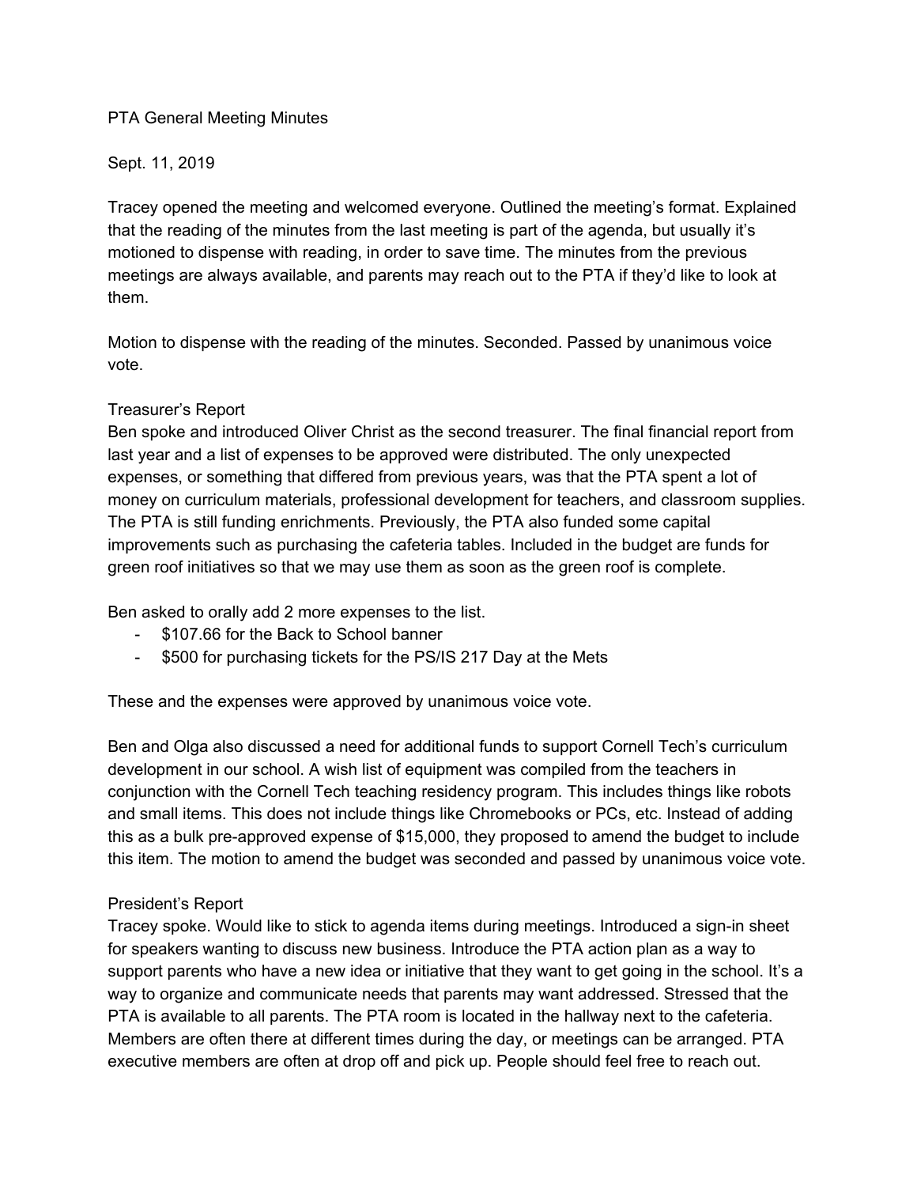# PTA General Meeting Minutes

Sept. 11, 2019

Tracey opened the meeting and welcomed everyone. Outlined the meeting's format. Explained that the reading of the minutes from the last meeting is part of the agenda, but usually it's motioned to dispense with reading, in order to save time. The minutes from the previous meetings are always available, and parents may reach out to the PTA if they'd like to look at them.

Motion to dispense with the reading of the minutes. Seconded. Passed by unanimous voice vote.

## Treasurer's Report

Ben spoke and introduced Oliver Christ as the second treasurer. The final financial report from last year and a list of expenses to be approved were distributed. The only unexpected expenses, or something that differed from previous years, was that the PTA spent a lot of money on curriculum materials, professional development for teachers, and classroom supplies. The PTA is still funding enrichments. Previously, the PTA also funded some capital improvements such as purchasing the cafeteria tables. Included in the budget are funds for green roof initiatives so that we may use them as soon as the green roof is complete.

Ben asked to orally add 2 more expenses to the list.

- $107.66 for the Back to School banner
- $500 for purchasing tickets for the PS/IS 217 Day at the Mets

These and the expenses were approved by unanimous voice vote.

Ben and Olga also discussed a need for additional funds to support Cornell Tech's curriculum development in our school. A wish list of equipment was compiled from the teachers in conjunction with the Cornell Tech teaching residency program. This includes things like robots and small items. This does not include things like Chromebooks or PCs, etc. Instead of adding this as a bulk pre-approved expense of $15,000, they proposed to amend the budget to include this item. The motion to amend the budget was seconded and passed by unanimous voice vote.

## President's Report

Tracey spoke. Would like to stick to agenda items during meetings. Introduced a sign-in sheet for speakers wanting to discuss new business. Introduce the PTA action plan as a way to support parents who have a new idea or initiative that they want to get going in the school. It's a way to organize and communicate needs that parents may want addressed. Stressed that the PTA is available to all parents. The PTA room is located in the hallway next to the cafeteria. Members are often there at different times during the day, or meetings can be arranged. PTA executive members are often at drop off and pick up. People should feel free to reach out.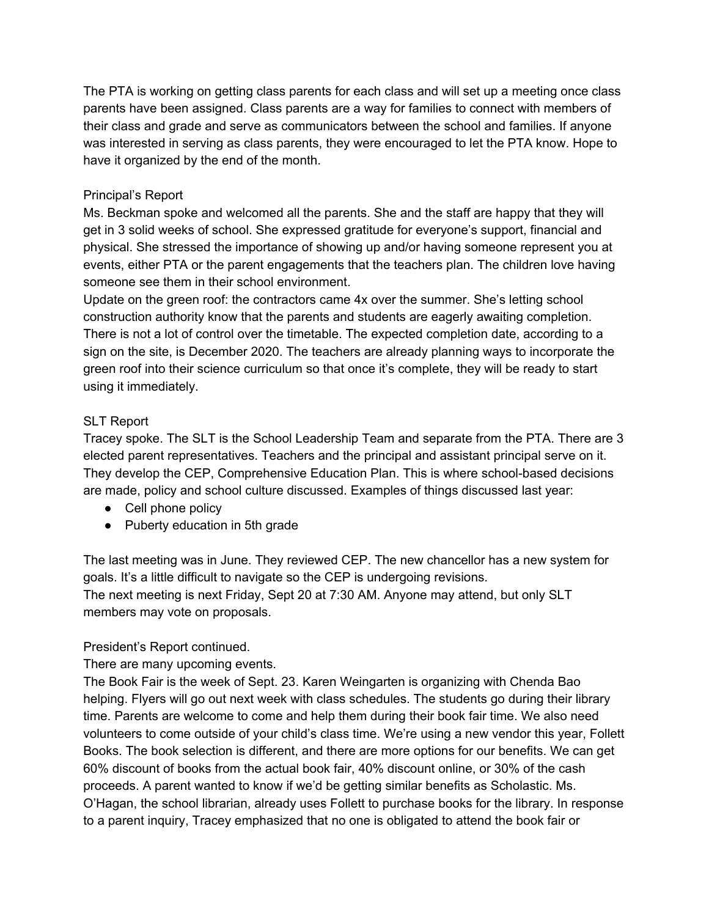The PTA is working on getting class parents for each class and will set up a meeting once class parents have been assigned. Class parents are a way for families to connect with members of their class and grade and serve as communicators between the school and families. If anyone was interested in serving as class parents, they were encouraged to let the PTA know. Hope to have it organized by the end of the month.

Principal's Report

Ms. Beckman spoke and welcomed all the parents. She and the staff are happy that they will get in 3 solid weeks of school. She expressed gratitude for everyone's support, financial and physical. She stressed the importance of showing up and/or having someone represent you at events, either PTA or the parent engagements that the teachers plan. The children love having someone see them in their school environment.

Update on the green roof: the contractors came 4x over the summer. She's letting school construction authority know that the parents and students are eagerly awaiting completion. There is not a lot of control over the timetable. The expected completion date, according to a sign on the site, is December 2020. The teachers are already planning ways to incorporate the green roof into their science curriculum so that once it's complete, they will be ready to start using it immediately.

SLT Report

Tracey spoke. The SLT is the School Leadership Team and separate from the PTA. There are 3 elected parent representatives. Teachers and the principal and assistant principal serve on it. They develop the CEP, Comprehensive Education Plan. This is where school-based decisions are made, policy and school culture discussed. Examples of things discussed last year:

- Cell phone policy
- Puberty education in 5th grade

The last meeting was in June. They reviewed CEP. The new chancellor has a new system for goals. It's a little difficult to navigate so the CEP is undergoing revisions.

The next meeting is next Friday, Sept 20 at 7:30 AM. Anyone may attend, but only SLT members may vote on proposals.

President's Report continued.

There are many upcoming events.

The Book Fair is the week of Sept. 23. Karen Weingarten is organizing with Chenda Bao helping. Flyers will go out next week with class schedules. The students go during their library time. Parents are welcome to come and help them during their book fair time. We also need volunteers to come outside of your child's class time. We're using a new vendor this year, Follett Books. The book selection is different, and there are more options for our benefits. We can get 60% discount of books from the actual book fair, 40% discount online, or 30% of the cash proceeds. A parent wanted to know if we'd be getting similar benefits as Scholastic. Ms. O'Hagan, the school librarian, already uses Follett to purchase books for the library. In response to a parent inquiry, Tracey emphasized that no one is obligated to attend the book fair or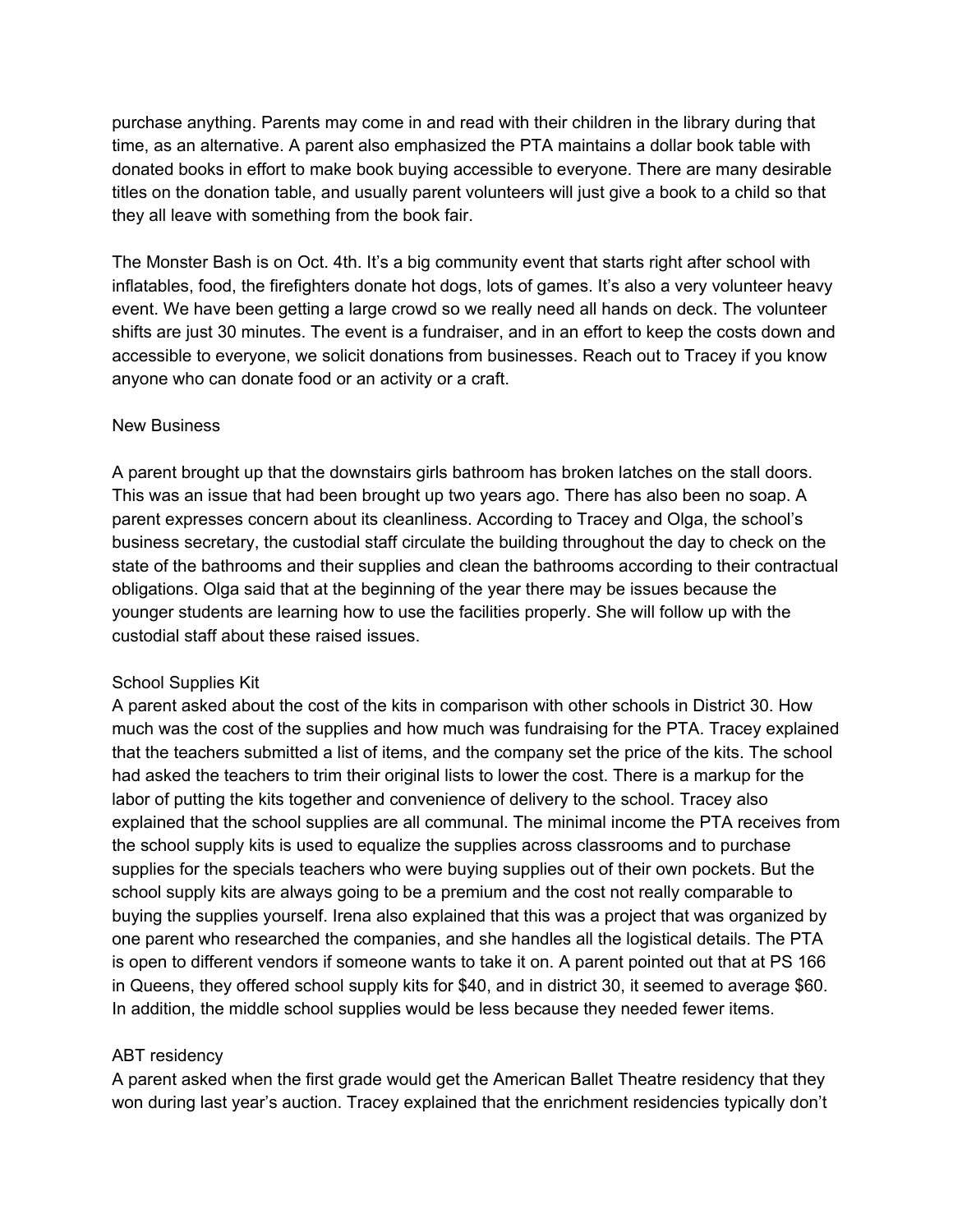purchase anything. Parents may come in and read with their children in the library during that time, as an alternative. A parent also emphasized the PTA maintains a dollar book table with donated books in effort to make book buying accessible to everyone. There are many desirable titles on the donation table, and usually parent volunteers will just give a book to a child so that they all leave with something from the book fair.

The Monster Bash is on Oct. 4th. It's a big community event that starts right after school with inflatables, food, the firefighters donate hot dogs, lots of games. It's also a very volunteer heavy event. We have been getting a large crowd so we really need all hands on deck. The volunteer shifts are just 30 minutes. The event is a fundraiser, and in an effort to keep the costs down and accessible to everyone, we solicit donations from businesses. Reach out to Tracey if you know anyone who can donate food or an activity or a craft.

New Business

A parent brought up that the downstairs girls bathroom has broken latches on the stall doors. This was an issue that had been brought up two years ago. There has also been no soap. A parent expresses concern about its cleanliness. According to Tracey and Olga, the school's business secretary, the custodial staff circulate the building throughout the day to check on the state of the bathrooms and their supplies and clean the bathrooms according to their contractual obligations. Olga said that at the beginning of the year there may be issues because the younger students are learning how to use the facilities properly. She will follow up with the custodial staff about these raised issues.

School Supplies Kit
A parent asked about the cost of the kits in comparison with other schools in District 30. How much was the cost of the supplies and how much was fundraising for the PTA. Tracey explained that the teachers submitted a list of items, and the company set the price of the kits. The school had asked the teachers to trim their original lists to lower the cost. There is a markup for the labor of putting the kits together and convenience of delivery to the school. Tracey also explained that the school supplies are all communal. The minimal income the PTA receives from the school supply kits is used to equalize the supplies across classrooms and to purchase supplies for the specials teachers who were buying supplies out of their own pockets. But the school supply kits are always going to be a premium and the cost not really comparable to buying the supplies yourself. Irena also explained that this was a project that was organized by one parent who researched the companies, and she handles all the logistical details. The PTA is open to different vendors if someone wants to take it on. A parent pointed out that at PS 166 in Queens, they offered school supply kits for $40, and in district 30, it seemed to average $60. In addition, the middle school supplies would be less because they needed fewer items.

ABT residency
A parent asked when the first grade would get the American Ballet Theatre residency that they won during last year's auction. Tracey explained that the enrichment residencies typically don't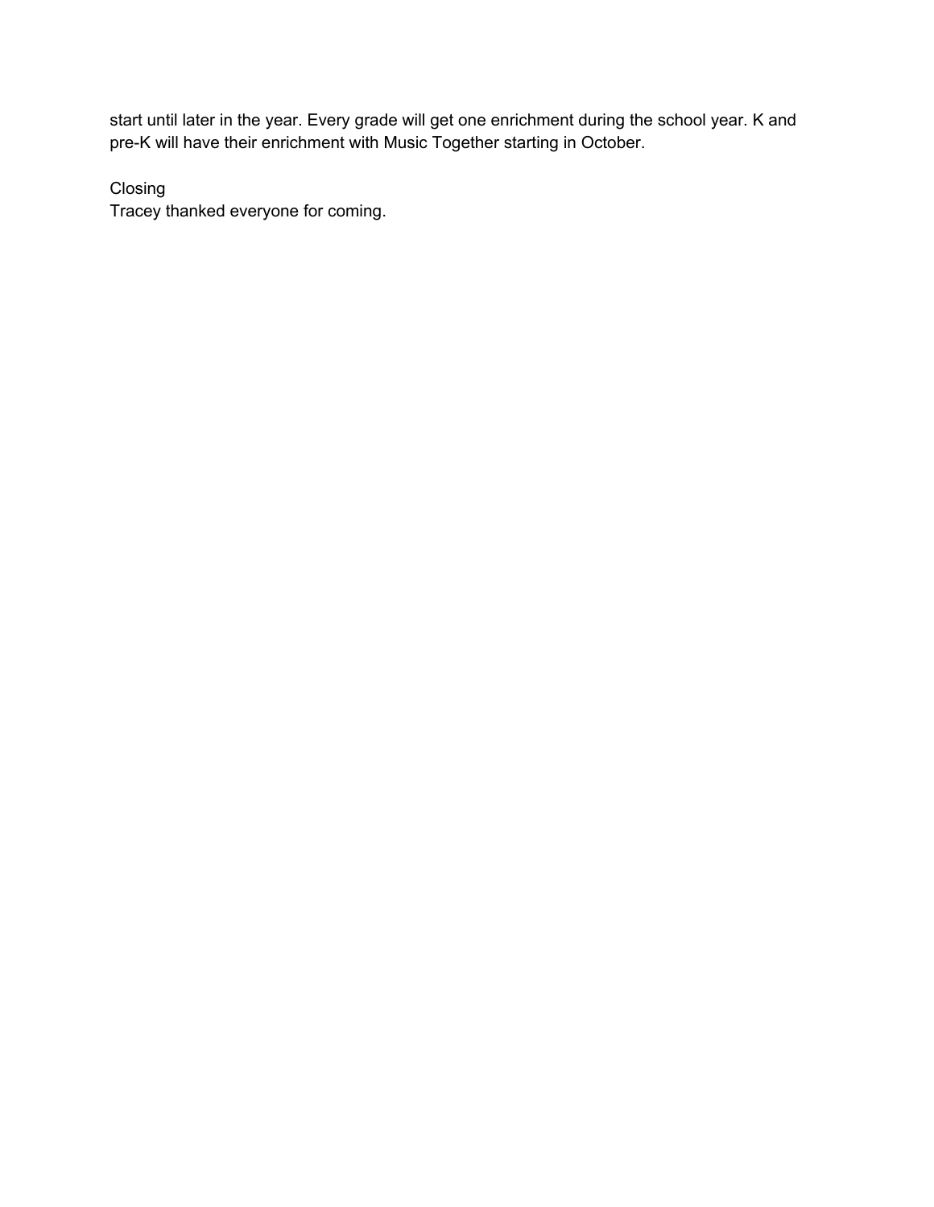start until later in the year. Every grade will get one enrichment during the school year. K and pre-K will have their enrichment with Music Together starting in October.

Closing

Tracey thanked everyone for coming.